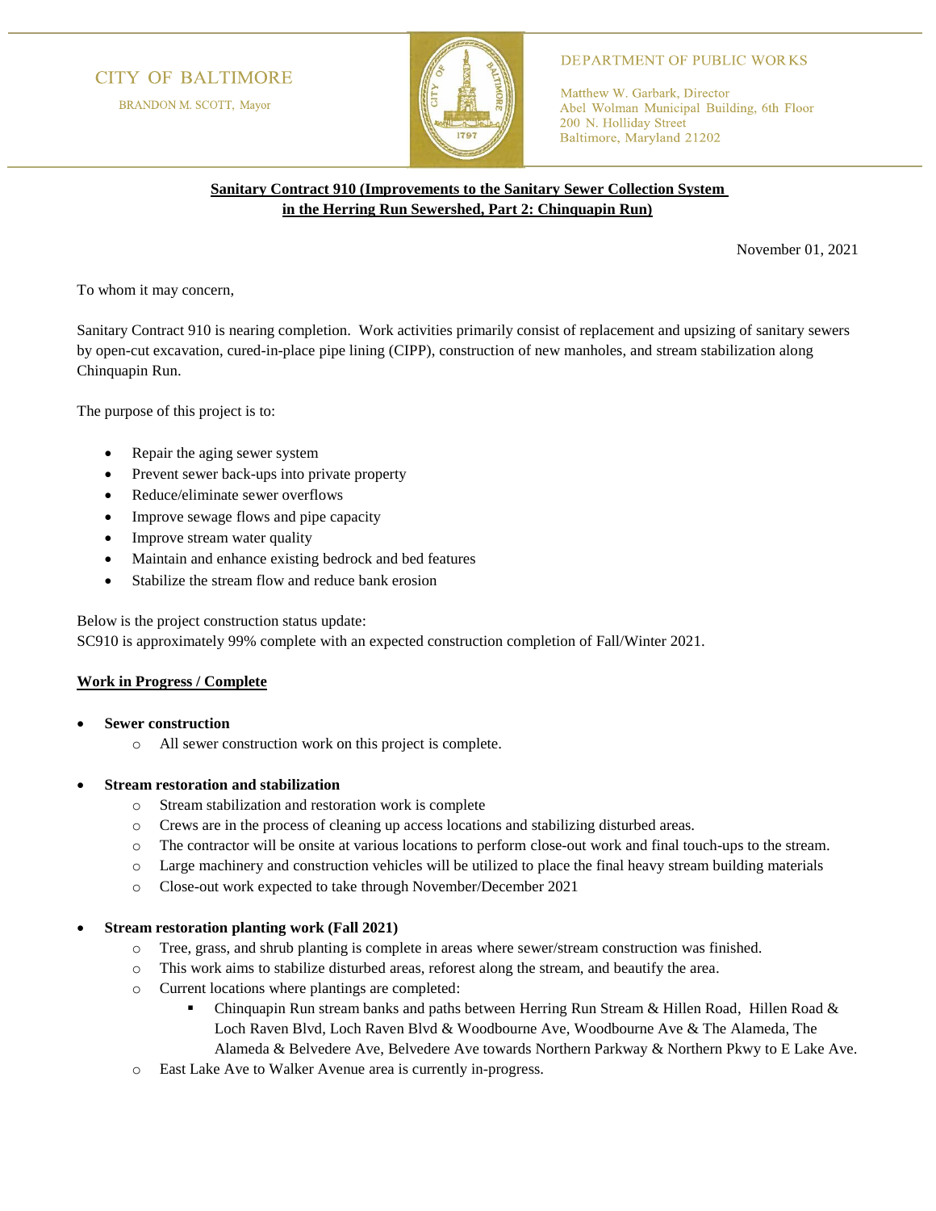CITY OF BALTIMORE

BRANDON M. SCOTT, Mayor

DEPARTMENT OF PUBLIC WORKS

Matthew W. Garbark, Director
Abel Wolman Municipal Building, 6th Floor
200 N. Holliday Street
Baltimore, Maryland 21202

**Sanitary Contract 910 (Improvements to the Sanitary Sewer Collection System in the Herring Run Sewershed, Part 2: Chinquapin Run)**

November 01, 2021

To whom it may concern,

Sanitary Contract 910 is nearing completion. Work activities primarily consist of replacement and upsizing of sanitary sewers by open-cut excavation, cured-in-place pipe lining (CIPP), construction of new manholes, and stream stabilization along Chinquapin Run.

The purpose of this project is to:

- Repair the aging sewer system
- Prevent sewer back-ups into private property
- Reduce/eliminate sewer overflows
- Improve sewage flows and pipe capacity
- Improve stream water quality
- Maintain and enhance existing bedrock and bed features
- Stabilize the stream flow and reduce bank erosion

Below is the project construction status update:
SC910 is approximately 99% complete with an expected construction completion of Fall/Winter 2021.

**Work in Progress / Complete**

- **Sewer construction**
  - All sewer construction work on this project is complete.
- **Stream restoration and stabilization**
  - Stream stabilization and restoration work is complete
  - Crews are in the process of cleaning up access locations and stabilizing disturbed areas.
  - The contractor will be onsite at various locations to perform close-out work and final touch-ups to the stream.
  - Large machinery and construction vehicles will be utilized to place the final heavy stream building materials
  - Close-out work expected to take through November/December 2021
- **Stream restoration planting work (Fall 2021)**
  - Tree, grass, and shrub planting is complete in areas where sewer/stream construction was finished.
  - This work aims to stabilize disturbed areas, reforest along the stream, and beautify the area.
  - Current locations where plantings are completed:
    - Chinquapin Run stream banks and paths between Herring Run Stream & Hillen Road, Hillen Road & Loch Raven Blvd, Loch Raven Blvd & Woodbourne Ave, Woodbourne Ave & The Alameda, The Alameda & Belvedere Ave, Belvedere Ave towards Northern Parkway & Northern Pkwy to E Lake Ave.
  - East Lake Ave to Walker Avenue area is currently in-progress.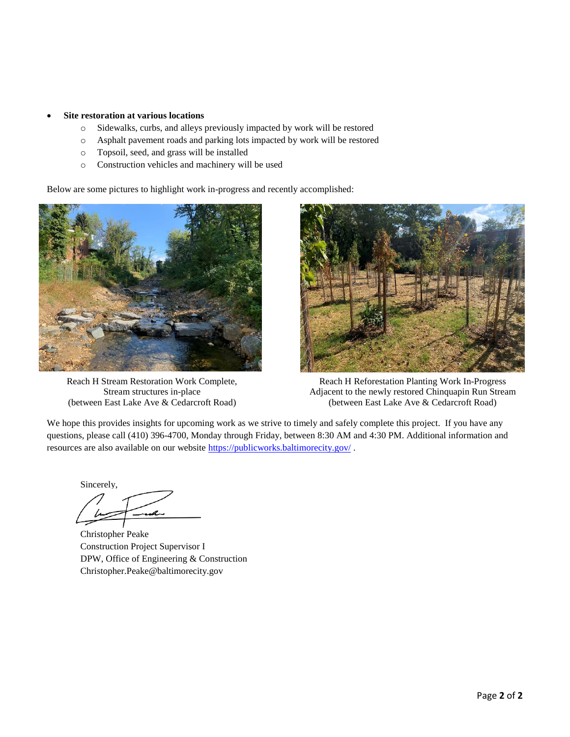- **Site restoration at various locations**
  - Sidewalks, curbs, and alleys previously impacted by work will be restored
  - Asphalt pavement roads and parking lots impacted by work will be restored
  - Topsoil, seed, and grass will be installed
  - Construction vehicles and machinery will be used

Below are some pictures to highlight work in-progress and recently accomplished:

Reach H Stream Restoration Work Complete,
Stream structures in-place
(between East Lake Ave & Cedarcroft Road)

Reach H Reforestation Planting Work In-Progress
Adjacent to the newly restored Chinquapin Run Stream
(between East Lake Ave & Cedarcroft Road)

We hope this provides insights for upcoming work as we strive to timely and safely complete this project. If you have any questions, please call (410) 396-4700, Monday through Friday, between 8:30 AM and 4:30 PM. Additional information and resources are also available on our website https://publicworks.baltimorecity.gov/ .

Sincerely,

Christopher Peake
Construction Project Supervisor I
DPW, Office of Engineering & Construction
Christopher.Peake@baltimorecity.gov